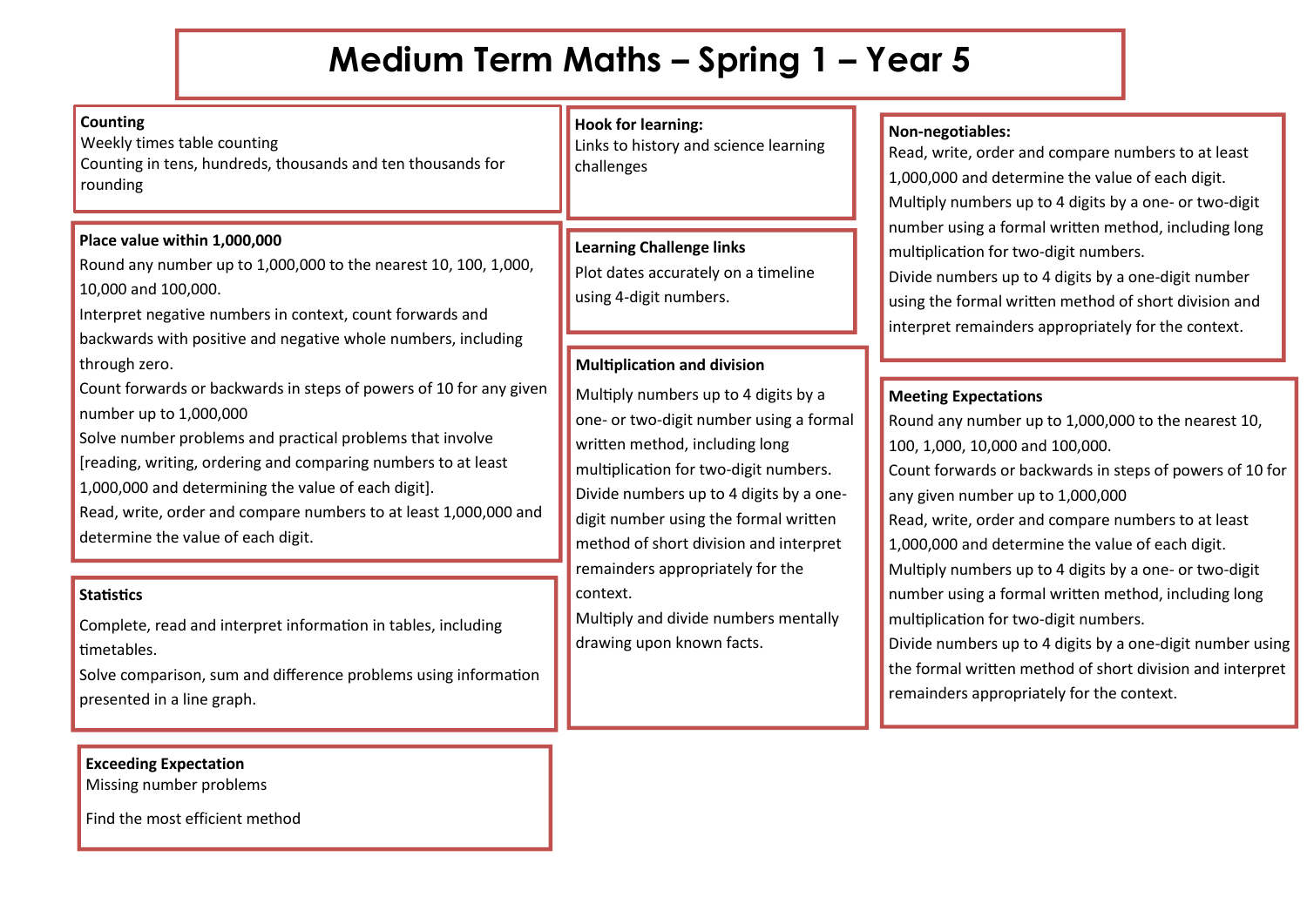# Medium Term Maths – Spring 1 – Year 5

## Counting

Weekly times table counting

Counting in tens, hundreds, thousands and ten thousands for rounding

## Place value within 1,000,000

Round any number up to 1,000,000 to the nearest 10, 100, 1,000, 10,000 and 100,000.

Interpret negative numbers in context, count forwards and backwards with positive and negative whole numbers, including through zero.

Count forwards or backwards in steps of powers of 10 for any given number up to 1,000,000

Solve number problems and practical problems that involve [reading, writing, ordering and comparing numbers to at least 1,000,000 and determining the value of each digit].

Read, write, order and compare numbers to at least 1,000,000 and determine the value of each digit.

## Statistics

Complete, read and interpret information in tables, including timetables.

Solve comparison, sum and difference problems using information presented in a line graph.

## Exceeding Expectation

Missing number problems

Find the most efficient method

## Hook for learning:

Links to history and science learning challenges

## Learning Challenge links

Plot dates accurately on a timeline using 4-digit numbers.

## Multiplication and division

Multiply numbers up to 4 digits by a one- or two-digit number using a formal written method, including long multiplication for two-digit numbers.

Divide numbers up to 4 digits by a one-digit number using the formal written method of short division and interpret remainders appropriately for the context.

Multiply and divide numbers mentally drawing upon known facts.

## Non-negotiables:

Read, write, order and compare numbers to at least 1,000,000 and determine the value of each digit.

Multiply numbers up to 4 digits by a one- or two-digit number using a formal written method, including long multiplication for two-digit numbers.

Divide numbers up to 4 digits by a one-digit number using the formal written method of short division and interpret remainders appropriately for the context.

## Meeting Expectations

Round any number up to 1,000,000 to the nearest 10, 100, 1,000, 10,000 and 100,000.

Count forwards or backwards in steps of powers of 10 for any given number up to 1,000,000

Read, write, order and compare numbers to at least 1,000,000 and determine the value of each digit.

Multiply numbers up to 4 digits by a one- or two-digit number using a formal written method, including long multiplication for two-digit numbers.

Divide numbers up to 4 digits by a one-digit number using the formal written method of short division and interpret remainders appropriately for the context.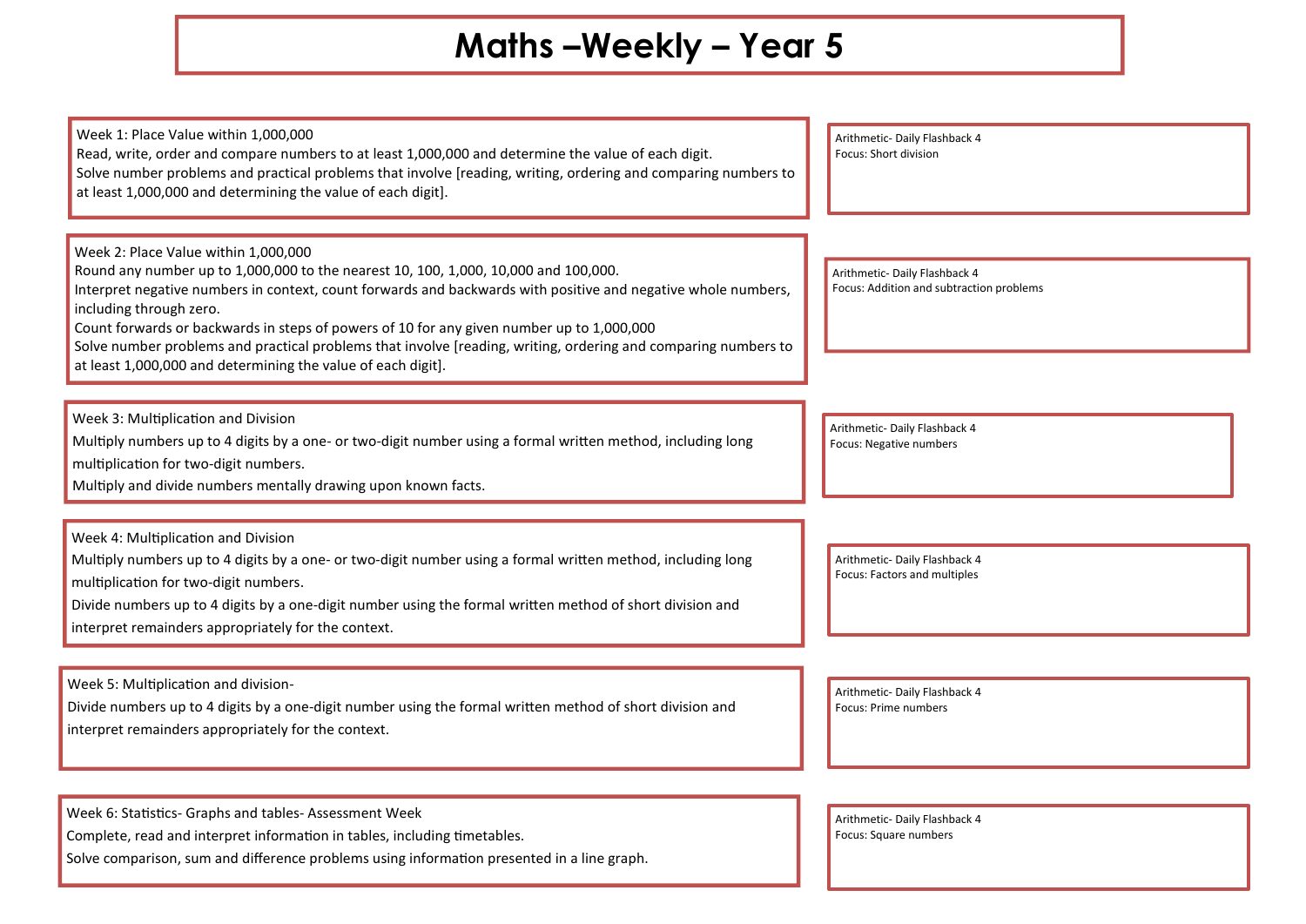# Maths –Weekly – Year 5

Week 1: Place Value within 1,000,000
Read, write, order and compare numbers to at least 1,000,000 and determine the value of each digit.
Solve number problems and practical problems that involve [reading, writing, ordering and comparing numbers to at least 1,000,000 and determining the value of each digit].

Arithmetic- Daily Flashback 4
Focus: Short division

Week 2: Place Value within 1,000,000
Round any number up to 1,000,000 to the nearest 10, 100, 1,000, 10,000 and 100,000.
Interpret negative numbers in context, count forwards and backwards with positive and negative whole numbers, including through zero.
Count forwards or backwards in steps of powers of 10 for any given number up to 1,000,000
Solve number problems and practical problems that involve [reading, writing, ordering and comparing numbers to at least 1,000,000 and determining the value of each digit].

Arithmetic- Daily Flashback 4
Focus: Addition and subtraction problems

Week 3: Multiplication and Division
Multiply numbers up to 4 digits by a one- or two-digit number using a formal written method, including long multiplication for two-digit numbers.
Multiply and divide numbers mentally drawing upon known facts.

Arithmetic- Daily Flashback 4
Focus: Negative numbers

Week 4: Multiplication and Division
Multiply numbers up to 4 digits by a one- or two-digit number using a formal written method, including long multiplication for two-digit numbers.
Divide numbers up to 4 digits by a one-digit number using the formal written method of short division and interpret remainders appropriately for the context.

Arithmetic- Daily Flashback 4
Focus: Factors and multiples

Week 5: Multiplication and division-
Divide numbers up to 4 digits by a one-digit number using the formal written method of short division and interpret remainders appropriately for the context.

Arithmetic- Daily Flashback 4
Focus: Prime numbers

Week 6: Statistics- Graphs and tables- Assessment Week
Complete, read and interpret information in tables, including timetables.
Solve comparison, sum and difference problems using information presented in a line graph.

Arithmetic- Daily Flashback 4
Focus: Square numbers